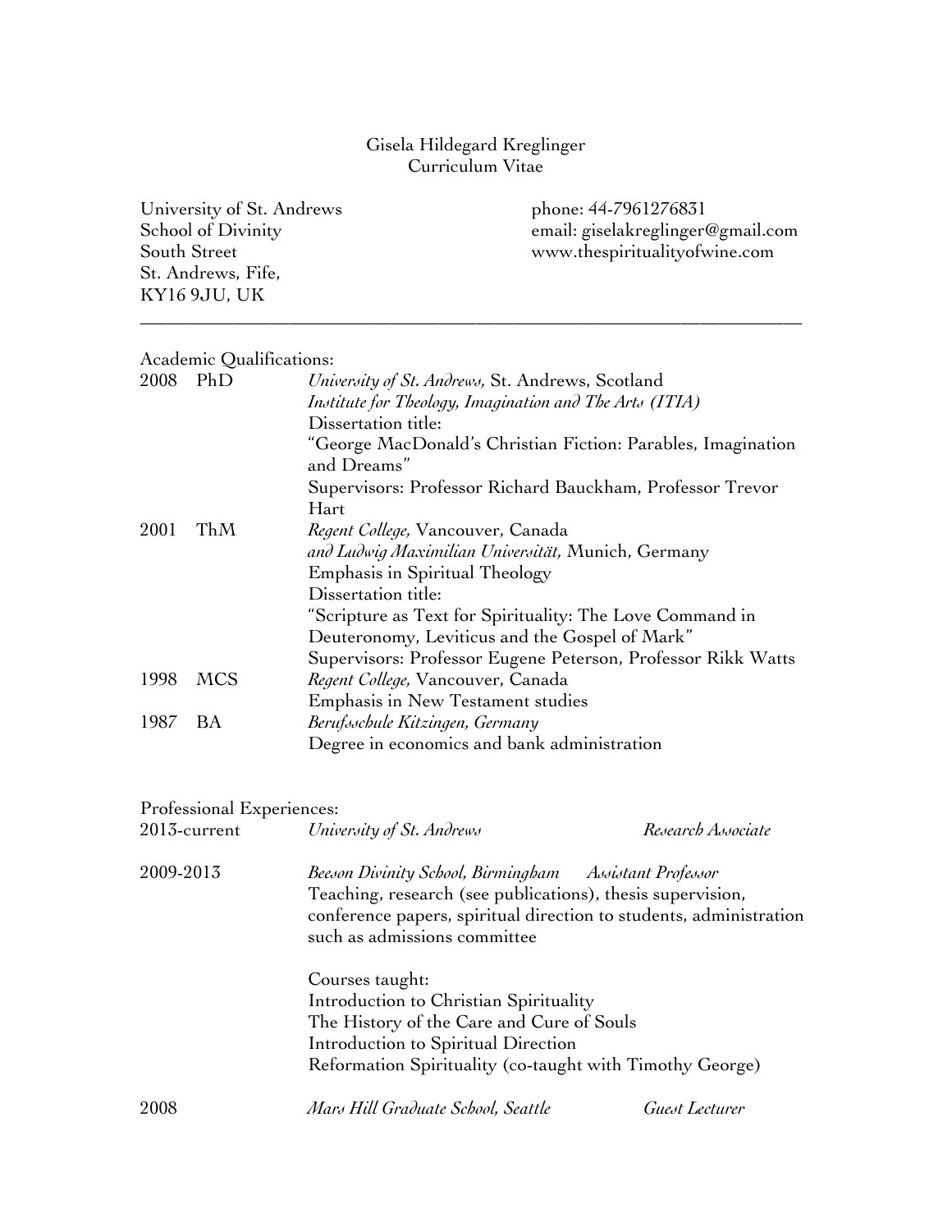# Gisela Hildegard Kreglinger
## Curriculum Vitae

University of St. Andrews
School of Divinity
South Street
St. Andrews, Fife,
KY16 9JU, UK

phone: 44-7961276831
email: giselakreglinger@gmail.com
www.thespiritualityofwine.com

---

### Academic Qualifications:

**2008 PhD**
*University of St. Andrews,* St. Andrews, Scotland
*Institute for Theology, Imagination and The Arts (ITIA)*
Dissertation title:
"George MacDonald's Christian Fiction: Parables, Imagination and Dreams"
Supervisors: Professor Richard Bauckham, Professor Trevor Hart

**2001 ThM**
*Regent College,* Vancouver, Canada
*and Ludwig Maximilian Universität,* Munich, Germany
Emphasis in Spiritual Theology
Dissertation title:
"Scripture as Text for Spirituality: The Love Command in Deuteronomy, Leviticus and the Gospel of Mark"
Supervisors: Professor Eugene Peterson, Professor Rikk Watts

**1998 MCS**
*Regent College,* Vancouver, Canada
Emphasis in New Testament studies

**1987 BA**
*Berufsschule Kitzingen, Germany*
Degree in economics and bank administration

### Professional Experiences:

**2013-current** — *University of St. Andrews* — *Research Associate*

**2009-2013** — *Beeson Divinity School, Birmingham* — *Assistant Professor*
Teaching, research (see publications), thesis supervision, conference papers, spiritual direction to students, administration such as admissions committee

Courses taught:
Introduction to Christian Spirituality
The History of the Care and Cure of Souls
Introduction to Spiritual Direction
Reformation Spirituality (co-taught with Timothy George)

**2008** — *Mars Hill Graduate School, Seattle* — *Guest Lecturer*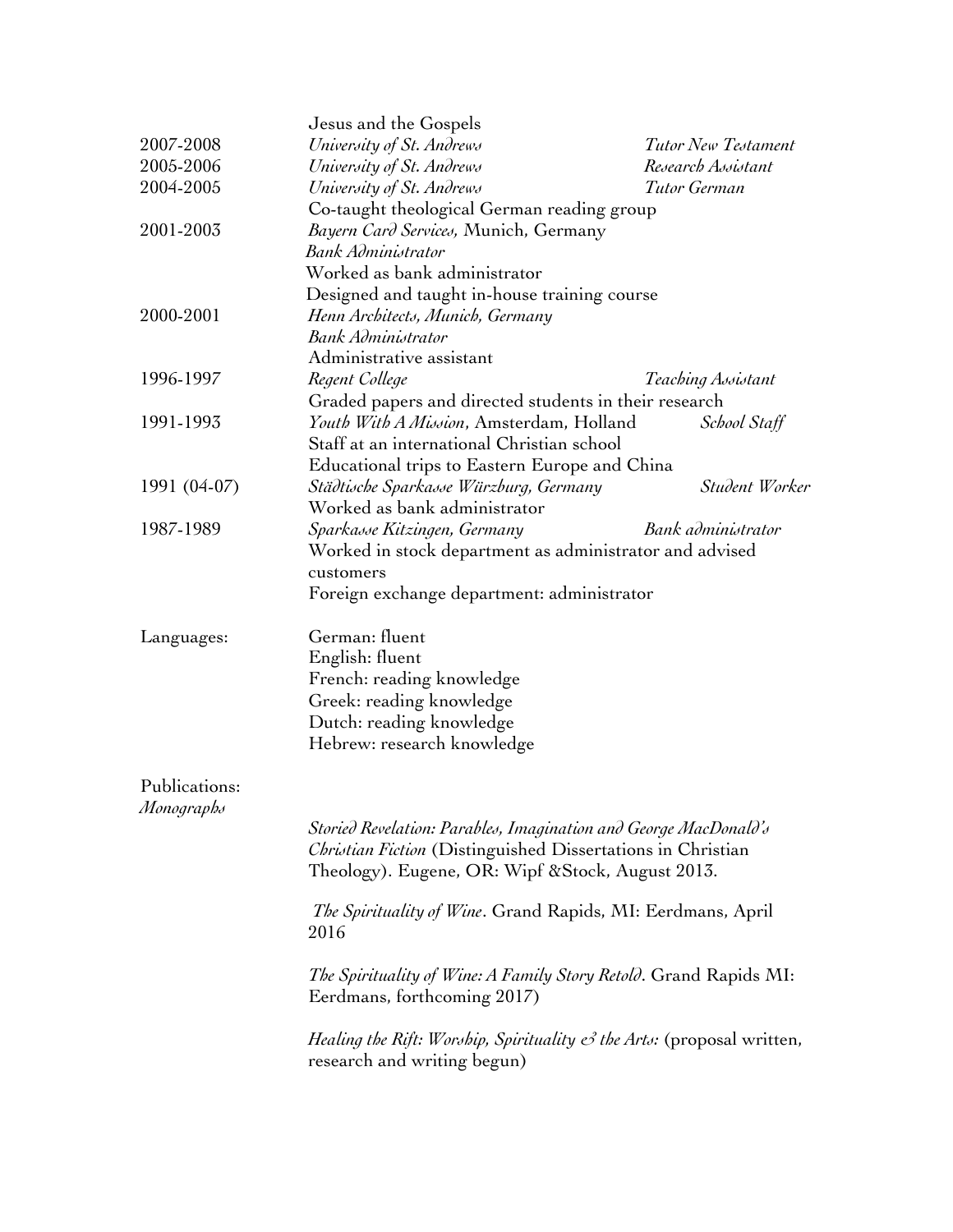Jesus and the Gospels

2007-2008 — *University of St. Andrews* — *Tutor New Testament*

2005-2006 — *University of St. Andrews* — *Research Assistant*

2004-2005 — *University of St. Andrews* — *Tutor German*
Co-taught theological German reading group

2001-2003 — *Bayern Card Services,* Munich, Germany
*Bank Administrator*
Worked as bank administrator
Designed and taught in-house training course

2000-2001 — *Henn Architects, Munich, Germany*
*Bank Administrator*
Administrative assistant

1996-1997 — *Regent College* — *Teaching Assistant*
Graded papers and directed students in their research

1991-1993 — *Youth With A Mission*, Amsterdam, Holland — *School Staff*
Staff at an international Christian school
Educational trips to Eastern Europe and China

1991 (04-07) — *Städtische Sparkasse Würzburg, Germany* — *Student Worker*
Worked as bank administrator

1987-1989 — *Sparkasse Kitzingen, Germany* — *Bank administrator*
Worked in stock department as administrator and advised customers
Foreign exchange department: administrator

Languages:

German: fluent
English: fluent
French: reading knowledge
Greek: reading knowledge
Dutch: reading knowledge
Hebrew: research knowledge

Publications:
*Monographs*

*Storied Revelation: Parables, Imagination and George MacDonald's Christian Fiction* (Distinguished Dissertations in Christian Theology). Eugene, OR: Wipf &Stock, August 2013.

*The Spirituality of Wine*. Grand Rapids, MI: Eerdmans, April 2016

*The Spirituality of Wine: A Family Story Retold*. Grand Rapids MI: Eerdmans, forthcoming 2017)

*Healing the Rift: Worship, Spirituality & the Arts:* (proposal written, research and writing begun)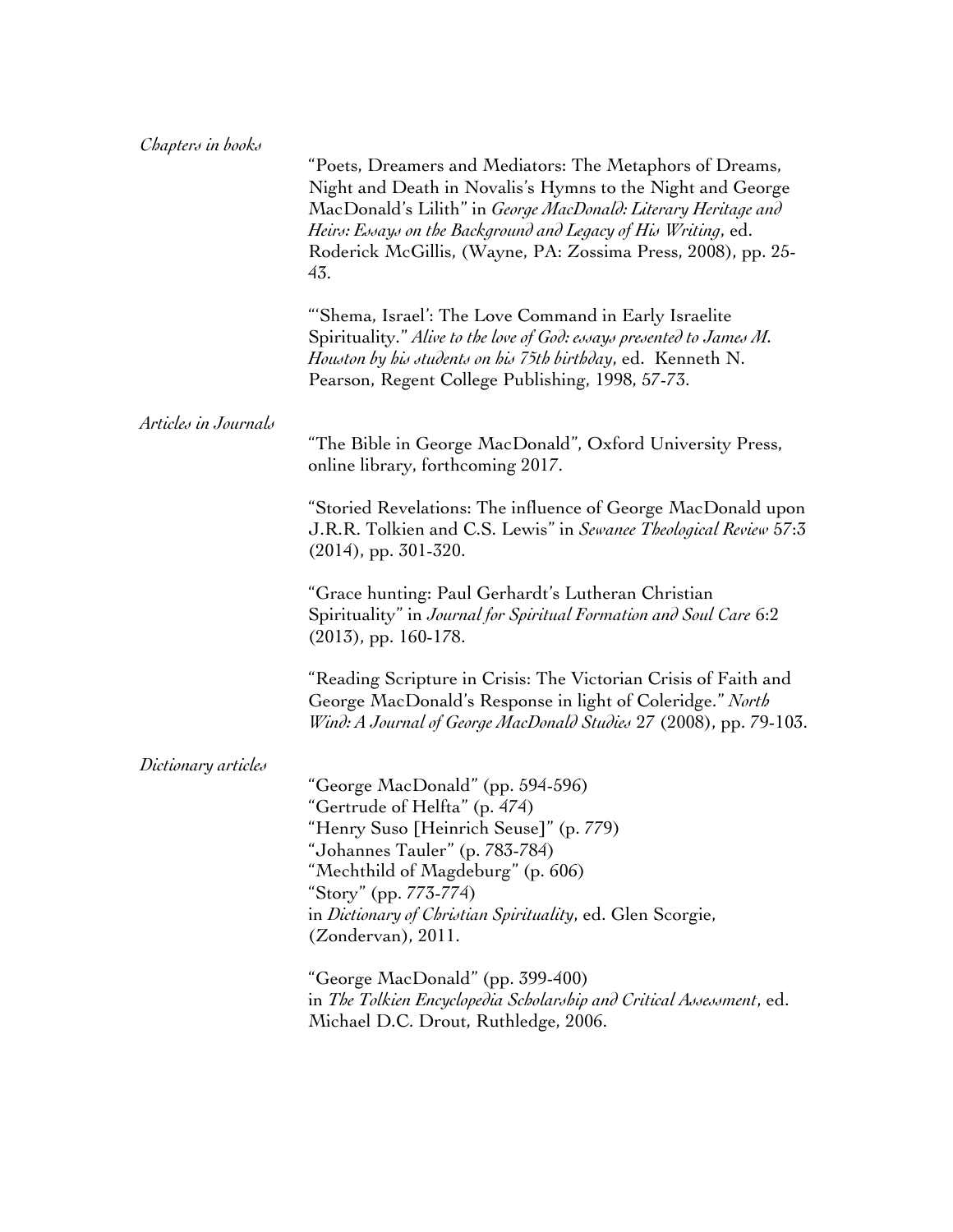*Chapters in books*

"Poets, Dreamers and Mediators: The Metaphors of Dreams, Night and Death in Novalis's Hymns to the Night and George MacDonald's Lilith" in *George MacDonald: Literary Heritage and Heirs: Essays on the Background and Legacy of His Writing*, ed. Roderick McGillis, (Wayne, PA: Zossima Press, 2008), pp. 25-43.

"'Shema, Israel': The Love Command in Early Israelite Spirituality." *Alive to the love of God: essays presented to James M. Houston by his students on his 75th birthday*, ed. Kenneth N. Pearson, Regent College Publishing, 1998, 57-73.

*Articles in Journals*

"The Bible in George MacDonald", Oxford University Press, online library, forthcoming 2017.

"Storied Revelations: The influence of George MacDonald upon J.R.R. Tolkien and C.S. Lewis" in *Sewanee Theological Review* 57:3 (2014), pp. 301-320.

"Grace hunting: Paul Gerhardt's Lutheran Christian Spirituality" in *Journal for Spiritual Formation and Soul Care* 6:2 (2013), pp. 160-178.

"Reading Scripture in Crisis: The Victorian Crisis of Faith and George MacDonald's Response in light of Coleridge." *North Wind: A Journal of George MacDonald Studies* 27 (2008), pp. 79-103.

*Dictionary articles*

"George MacDonald" (pp. 594-596)
"Gertrude of Helfta" (p. 474)
"Henry Suso [Heinrich Seuse]" (p. 779)
"Johannes Tauler" (p. 783-784)
"Mechthild of Magdeburg" (p. 606)
"Story" (pp. 773-774)
in *Dictionary of Christian Spirituality*, ed. Glen Scorgie, (Zondervan), 2011.

"George MacDonald" (pp. 399-400)
in *The Tolkien Encyclopedia Scholarship and Critical Assessment*, ed. Michael D.C. Drout, Ruthledge, 2006.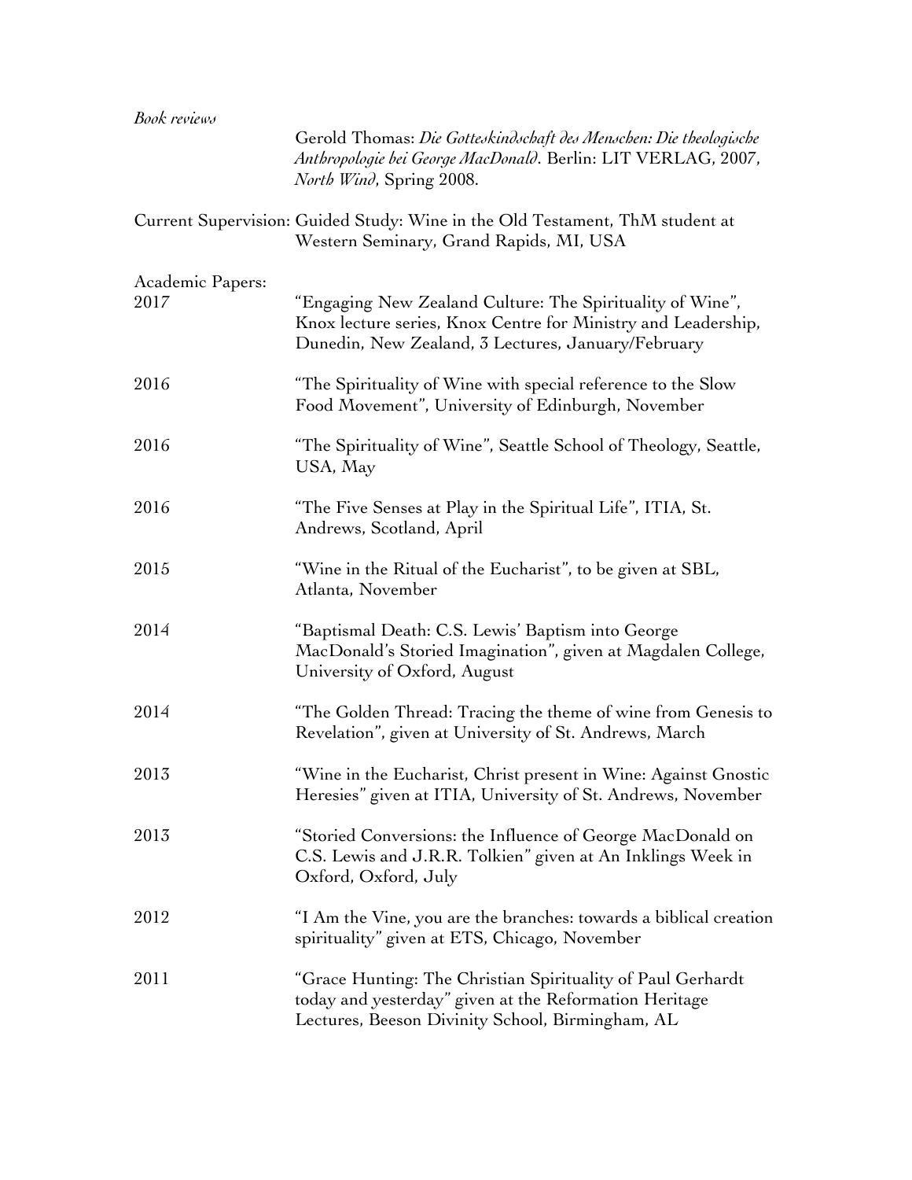*Book reviews*

Gerold Thomas: *Die Gotteskindschaft des Menschen: Die theologische Anthropologie bei George MacDonald*. Berlin: LIT VERLAG, 2007, *North Wind*, Spring 2008.

Current Supervision: Guided Study: Wine in the Old Testament, ThM student at Western Seminary, Grand Rapids, MI, USA

Academic Papers:

2017 — "Engaging New Zealand Culture: The Spirituality of Wine", Knox lecture series, Knox Centre for Ministry and Leadership, Dunedin, New Zealand, 3 Lectures, January/February

2016 — "The Spirituality of Wine with special reference to the Slow Food Movement", University of Edinburgh, November

2016 — "The Spirituality of Wine", Seattle School of Theology, Seattle, USA, May

2016 — "The Five Senses at Play in the Spiritual Life", ITIA, St. Andrews, Scotland, April

2015 — "Wine in the Ritual of the Eucharist", to be given at SBL, Atlanta, November

2014 — "Baptismal Death: C.S. Lewis' Baptism into George MacDonald's Storied Imagination", given at Magdalen College, University of Oxford, August

2014 — "The Golden Thread: Tracing the theme of wine from Genesis to Revelation", given at University of St. Andrews, March

2013 — "Wine in the Eucharist, Christ present in Wine: Against Gnostic Heresies" given at ITIA, University of St. Andrews, November

2013 — "Storied Conversions: the Influence of George MacDonald on C.S. Lewis and J.R.R. Tolkien" given at An Inklings Week in Oxford, Oxford, July

2012 — "I Am the Vine, you are the branches: towards a biblical creation spirituality" given at ETS, Chicago, November

2011 — "Grace Hunting: The Christian Spirituality of Paul Gerhardt today and yesterday" given at the Reformation Heritage Lectures, Beeson Divinity School, Birmingham, AL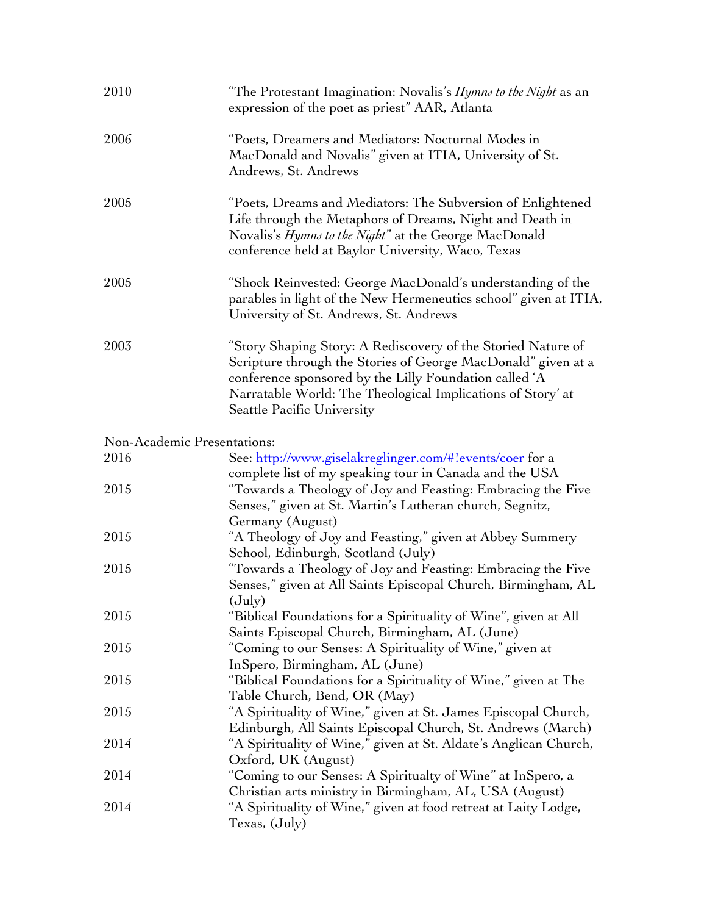2010 "The Protestant Imagination: Novalis's *Hymns to the Night* as an expression of the poet as priest" AAR, Atlanta

2006 "Poets, Dreamers and Mediators: Nocturnal Modes in MacDonald and Novalis" given at ITIA, University of St. Andrews, St. Andrews

2005 "Poets, Dreams and Mediators: The Subversion of Enlightened Life through the Metaphors of Dreams, Night and Death in Novalis's *Hymns to the Night*" at the George MacDonald conference held at Baylor University, Waco, Texas

2005 "Shock Reinvested: George MacDonald's understanding of the parables in light of the New Hermeneutics school" given at ITIA, University of St. Andrews, St. Andrews

2003 "Story Shaping Story: A Rediscovery of the Storied Nature of Scripture through the Stories of George MacDonald" given at a conference sponsored by the Lilly Foundation called 'A Narratable World: The Theological Implications of Story' at Seattle Pacific University

Non-Academic Presentations:

2016 See: [http://www.giselakreglinger.com/#!events/coer](http://www.giselakreglinger.com/#!events/coer) for a complete list of my speaking tour in Canada and the USA

2015 "Towards a Theology of Joy and Feasting: Embracing the Five Senses," given at St. Martin's Lutheran church, Segnitz, Germany (August)

2015 "A Theology of Joy and Feasting," given at Abbey Summery School, Edinburgh, Scotland (July)

2015 "Towards a Theology of Joy and Feasting: Embracing the Five Senses," given at All Saints Episcopal Church, Birmingham, AL (July)

2015 "Biblical Foundations for a Spirituality of Wine", given at All Saints Episcopal Church, Birmingham, AL (June)

2015 "Coming to our Senses: A Spirituality of Wine," given at InSpero, Birmingham, AL (June)

2015 "Biblical Foundations for a Spirituality of Wine," given at The Table Church, Bend, OR (May)

2015 "A Spirituality of Wine," given at St. James Episcopal Church, Edinburgh, All Saints Episcopal Church, St. Andrews (March)

2014 "A Spirituality of Wine," given at St. Aldate's Anglican Church, Oxford, UK (August)

2014 "Coming to our Senses: A Spiritualty of Wine" at InSpero, a Christian arts ministry in Birmingham, AL, USA (August)

2014 "A Spirituality of Wine," given at food retreat at Laity Lodge, Texas, (July)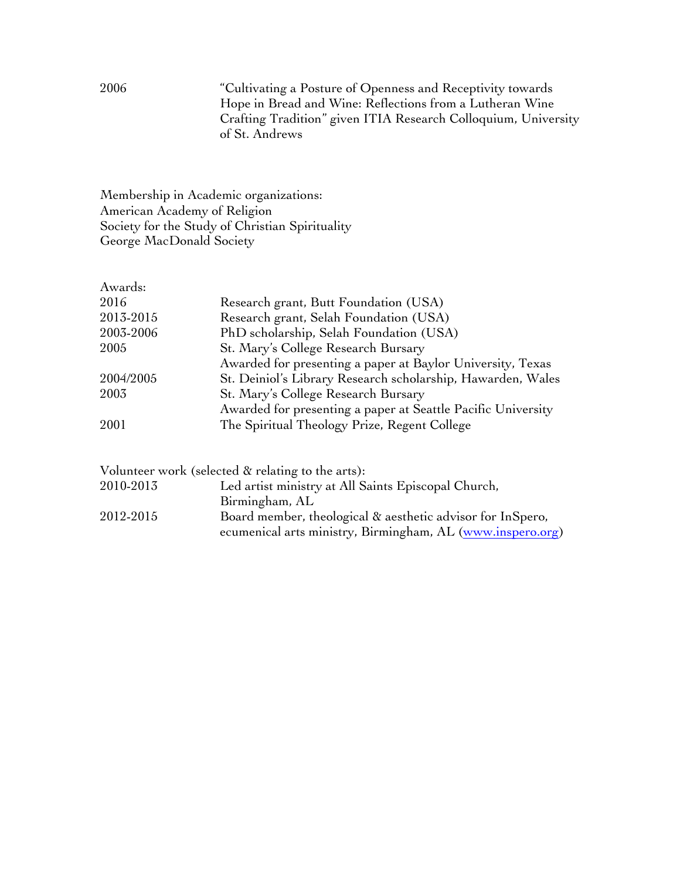| | |
|---|---|
| 2006 | "Cultivating a Posture of Openness and Receptivity towards Hope in Bread and Wine: Reflections from a Lutheran Wine Crafting Tradition" given ITIA Research Colloquium, University of St. Andrews |

Membership in Academic organizations:
American Academy of Religion
Society for the Study of Christian Spirituality
George MacDonald Society

Awards:

| | |
|---|---|
| 2016 | Research grant, Butt Foundation (USA) |
| 2013-2015 | Research grant, Selah Foundation (USA) |
| 2003-2006 | PhD scholarship, Selah Foundation (USA) |
| 2005 | St. Mary's College Research Bursary<br>Awarded for presenting a paper at Baylor University, Texas |
| 2004/2005 | St. Deiniol's Library Research scholarship, Hawarden, Wales |
| 2003 | St. Mary's College Research Bursary<br>Awarded for presenting a paper at Seattle Pacific University |
| 2001 | The Spiritual Theology Prize, Regent College |

Volunteer work (selected & relating to the arts):

| | |
|---|---|
| 2010-2013 | Led artist ministry at All Saints Episcopal Church, Birmingham, AL |
| 2012-2015 | Board member, theological & aesthetic advisor for InSpero, ecumenical arts ministry, Birmingham, AL (www.inspero.org) |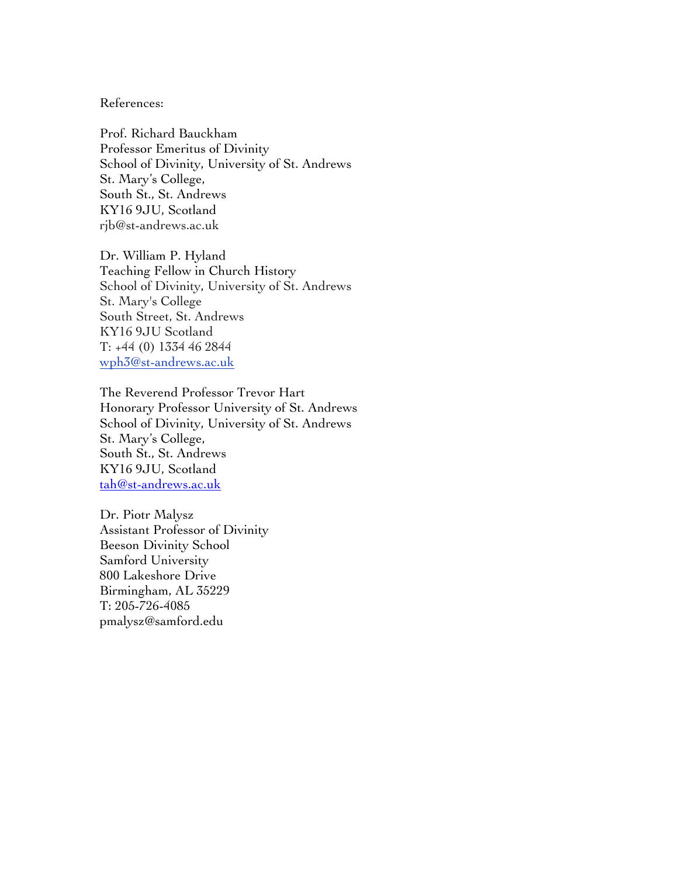References:

Prof. Richard Bauckham
Professor Emeritus of Divinity
School of Divinity, University of St. Andrews
St. Mary's College,
South St., St. Andrews
KY16 9JU, Scotland
rjb@st-andrews.ac.uk

Dr. William P. Hyland
Teaching Fellow in Church History
School of Divinity, University of St. Andrews
St. Mary's College
South Street, St. Andrews
KY16 9JU Scotland
T: +44 (0) 1334 46 2844
wph3@st-andrews.ac.uk

The Reverend Professor Trevor Hart
Honorary Professor University of St. Andrews
School of Divinity, University of St. Andrews
St. Mary's College,
South St., St. Andrews
KY16 9JU, Scotland
tah@st-andrews.ac.uk

Dr. Piotr Malysz
Assistant Professor of Divinity
Beeson Divinity School
Samford University
800 Lakeshore Drive
Birmingham, AL 35229
T: 205-726-4085
pmalysz@samford.edu